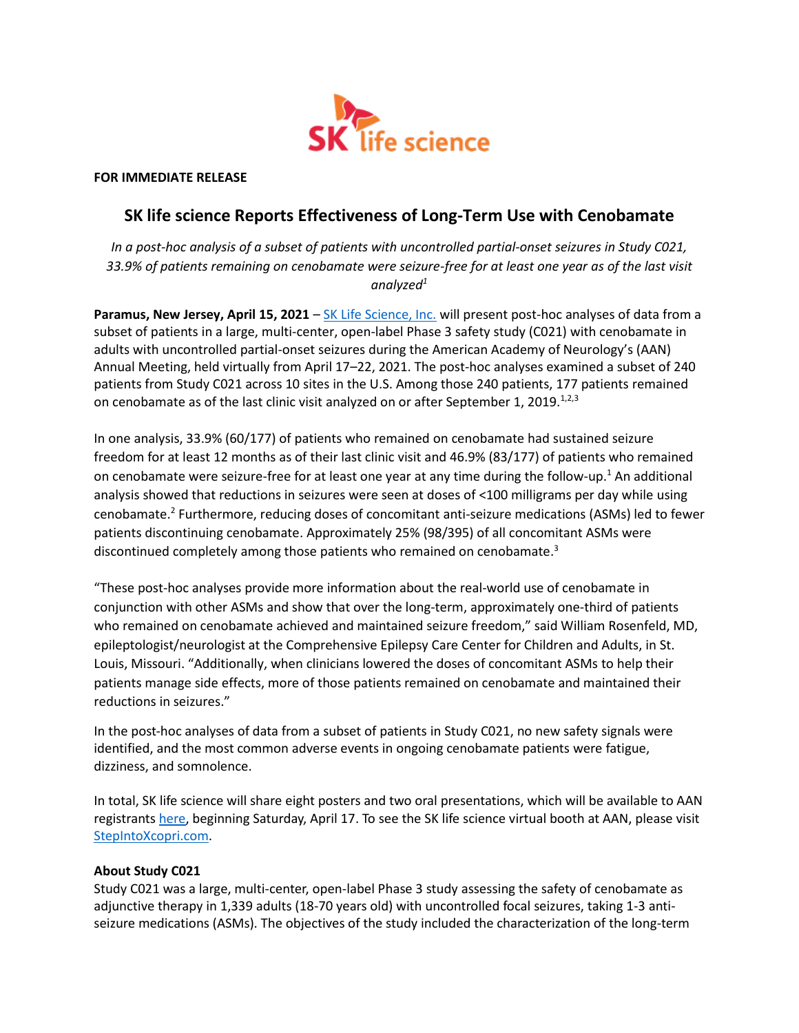**FOR IMMEDIATE RELEASE**

# SK life science Reports Effectiveness of Long-Term Use with Cenobamate

*In a post-hoc analysis of a subset of patients with uncontrolled partial-onset seizures in Study C021, 33.9% of patients remaining on cenobamate were seizure-free for at least one year as of the last visit analyzed*[1]

**Paramus, New Jersey, April 15, 2021** – [SK Life Science, Inc.](#) will present post-hoc analyses of data from a subset of patients in a large, multi-center, open-label Phase 3 safety study (C021) with cenobamate in adults with uncontrolled partial-onset seizures during the American Academy of Neurology's (AAN) Annual Meeting, held virtually from April 17–22, 2021. The post-hoc analyses examined a subset of 240 patients from Study C021 across 10 sites in the U.S. Among those 240 patients, 177 patients remained on cenobamate as of the last clinic visit analyzed on or after September 1, 2019.[1,2,3]

In one analysis, 33.9% (60/177) of patients who remained on cenobamate had sustained seizure freedom for at least 12 months as of their last clinic visit and 46.9% (83/177) of patients who remained on cenobamate were seizure-free for at least one year at any time during the follow-up.[1] An additional analysis showed that reductions in seizures were seen at doses of <100 milligrams per day while using cenobamate.[2] Furthermore, reducing doses of concomitant anti-seizure medications (ASMs) led to fewer patients discontinuing cenobamate. Approximately 25% (98/395) of all concomitant ASMs were discontinued completely among those patients who remained on cenobamate.[3]

"These post-hoc analyses provide more information about the real-world use of cenobamate in conjunction with other ASMs and show that over the long-term, approximately one-third of patients who remained on cenobamate achieved and maintained seizure freedom," said William Rosenfeld, MD, epileptologist/neurologist at the Comprehensive Epilepsy Care Center for Children and Adults, in St. Louis, Missouri. "Additionally, when clinicians lowered the doses of concomitant ASMs to help their patients manage side effects, more of those patients remained on cenobamate and maintained their reductions in seizures."

In the post-hoc analyses of data from a subset of patients in Study C021, no new safety signals were identified, and the most common adverse events in ongoing cenobamate patients were fatigue, dizziness, and somnolence.

In total, SK life science will share eight posters and two oral presentations, which will be available to AAN registrants [here](#), beginning Saturday, April 17. To see the SK life science virtual booth at AAN, please visit [StepIntoXcopri.com](#).

**About Study C021**

Study C021 was a large, multi-center, open-label Phase 3 study assessing the safety of cenobamate as adjunctive therapy in 1,339 adults (18-70 years old) with uncontrolled focal seizures, taking 1-3 anti-seizure medications (ASMs). The objectives of the study included the characterization of the long-term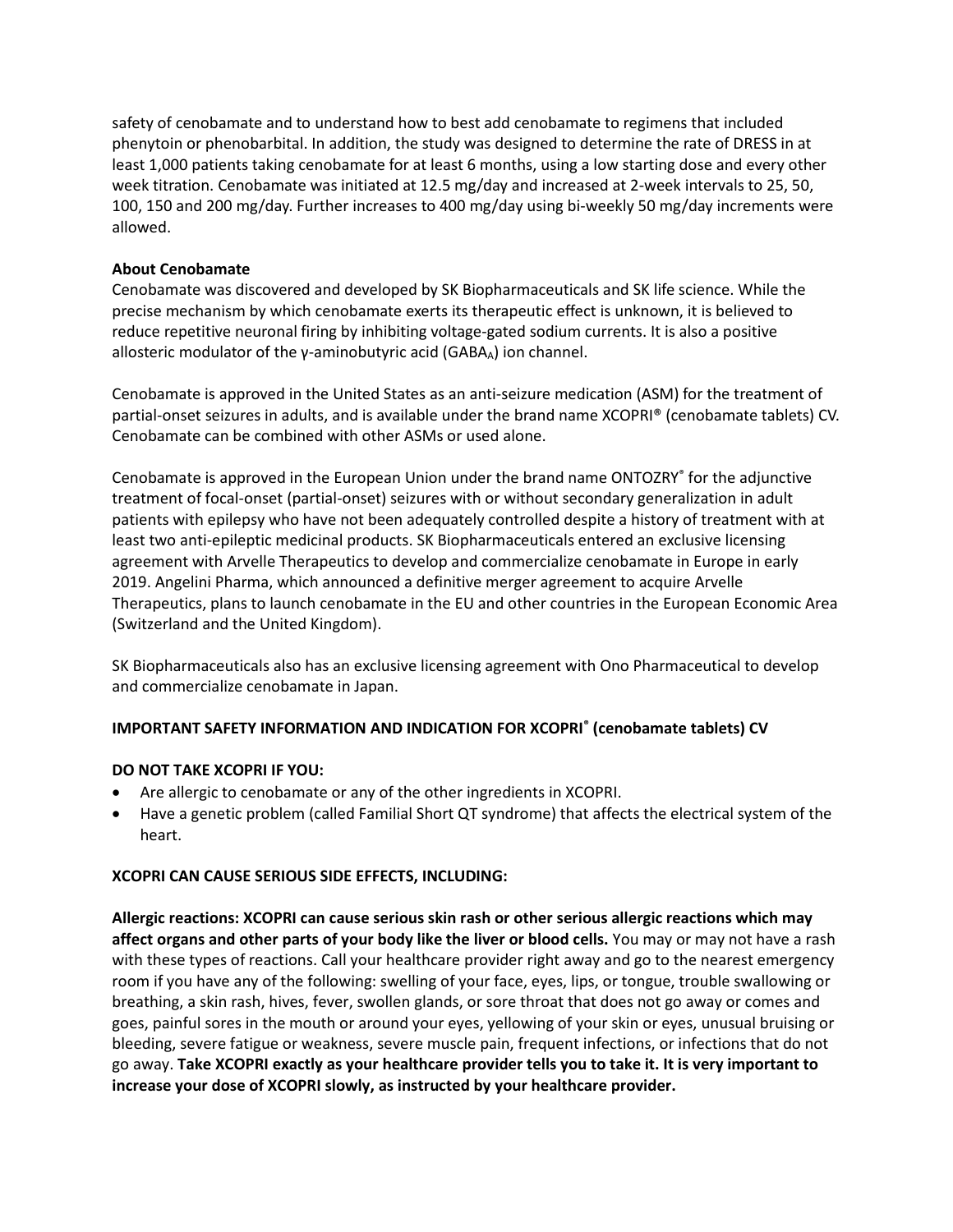safety of cenobamate and to understand how to best add cenobamate to regimens that included phenytoin or phenobarbital. In addition, the study was designed to determine the rate of DRESS in at least 1,000 patients taking cenobamate for at least 6 months, using a low starting dose and every other week titration. Cenobamate was initiated at 12.5 mg/day and increased at 2-week intervals to 25, 50, 100, 150 and 200 mg/day. Further increases to 400 mg/day using bi-weekly 50 mg/day increments were allowed.

**About Cenobamate**

Cenobamate was discovered and developed by SK Biopharmaceuticals and SK life science. While the precise mechanism by which cenobamate exerts its therapeutic effect is unknown, it is believed to reduce repetitive neuronal firing by inhibiting voltage-gated sodium currents. It is also a positive allosteric modulator of the γ-aminobutyric acid ($GABA_A$) ion channel.

Cenobamate is approved in the United States as an anti-seizure medication (ASM) for the treatment of partial-onset seizures in adults, and is available under the brand name XCOPRI® (cenobamate tablets) CV. Cenobamate can be combined with other ASMs or used alone.

Cenobamate is approved in the European Union under the brand name ONTOZRY® for the adjunctive treatment of focal-onset (partial-onset) seizures with or without secondary generalization in adult patients with epilepsy who have not been adequately controlled despite a history of treatment with at least two anti-epileptic medicinal products. SK Biopharmaceuticals entered an exclusive licensing agreement with Arvelle Therapeutics to develop and commercialize cenobamate in Europe in early 2019. Angelini Pharma, which announced a definitive merger agreement to acquire Arvelle Therapeutics, plans to launch cenobamate in the EU and other countries in the European Economic Area (Switzerland and the United Kingdom).

SK Biopharmaceuticals also has an exclusive licensing agreement with Ono Pharmaceutical to develop and commercialize cenobamate in Japan.

**IMPORTANT SAFETY INFORMATION AND INDICATION FOR XCOPRI® (cenobamate tablets) CV**

**DO NOT TAKE XCOPRI IF YOU:**

- Are allergic to cenobamate or any of the other ingredients in XCOPRI.
- Have a genetic problem (called Familial Short QT syndrome) that affects the electrical system of the heart.

**XCOPRI CAN CAUSE SERIOUS SIDE EFFECTS, INCLUDING:**

**Allergic reactions: XCOPRI can cause serious skin rash or other serious allergic reactions which may affect organs and other parts of your body like the liver or blood cells.** You may or may not have a rash with these types of reactions. Call your healthcare provider right away and go to the nearest emergency room if you have any of the following: swelling of your face, eyes, lips, or tongue, trouble swallowing or breathing, a skin rash, hives, fever, swollen glands, or sore throat that does not go away or comes and goes, painful sores in the mouth or around your eyes, yellowing of your skin or eyes, unusual bruising or bleeding, severe fatigue or weakness, severe muscle pain, frequent infections, or infections that do not go away. **Take XCOPRI exactly as your healthcare provider tells you to take it. It is very important to increase your dose of XCOPRI slowly, as instructed by your healthcare provider.**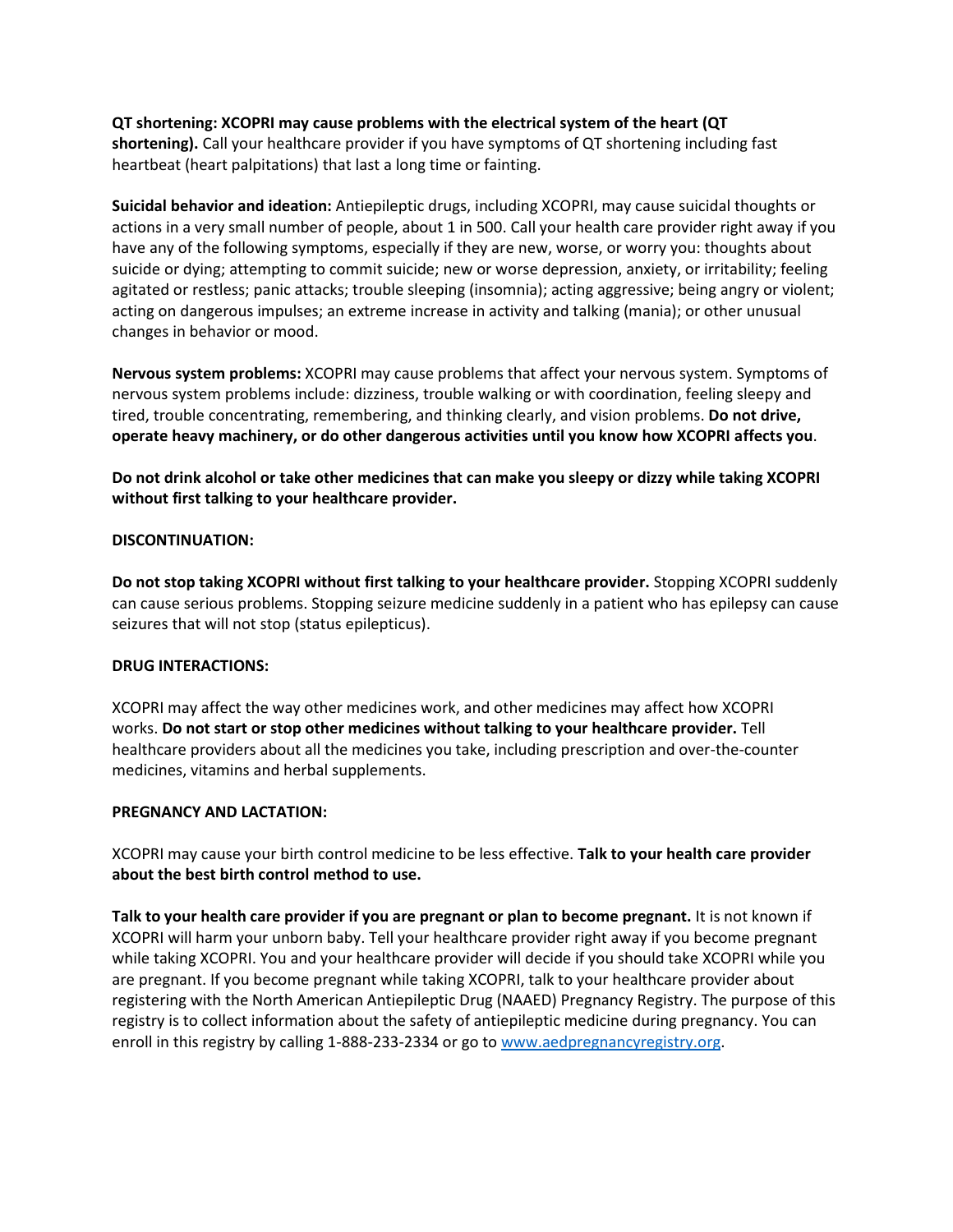**QT shortening: XCOPRI may cause problems with the electrical system of the heart (QT shortening).** Call your healthcare provider if you have symptoms of QT shortening including fast heartbeat (heart palpitations) that last a long time or fainting.

**Suicidal behavior and ideation:** Antiepileptic drugs, including XCOPRI, may cause suicidal thoughts or actions in a very small number of people, about 1 in 500. Call your health care provider right away if you have any of the following symptoms, especially if they are new, worse, or worry you: thoughts about suicide or dying; attempting to commit suicide; new or worse depression, anxiety, or irritability; feeling agitated or restless; panic attacks; trouble sleeping (insomnia); acting aggressive; being angry or violent; acting on dangerous impulses; an extreme increase in activity and talking (mania); or other unusual changes in behavior or mood.

**Nervous system problems:** XCOPRI may cause problems that affect your nervous system. Symptoms of nervous system problems include: dizziness, trouble walking or with coordination, feeling sleepy and tired, trouble concentrating, remembering, and thinking clearly, and vision problems. **Do not drive, operate heavy machinery, or do other dangerous activities until you know how XCOPRI affects you**.

**Do not drink alcohol or take other medicines that can make you sleepy or dizzy while taking XCOPRI without first talking to your healthcare provider.**

**DISCONTINUATION:**

**Do not stop taking XCOPRI without first talking to your healthcare provider.** Stopping XCOPRI suddenly can cause serious problems. Stopping seizure medicine suddenly in a patient who has epilepsy can cause seizures that will not stop (status epilepticus).

**DRUG INTERACTIONS:**

XCOPRI may affect the way other medicines work, and other medicines may affect how XCOPRI works. **Do not start or stop other medicines without talking to your healthcare provider.** Tell healthcare providers about all the medicines you take, including prescription and over-the-counter medicines, vitamins and herbal supplements.

**PREGNANCY AND LACTATION:**

XCOPRI may cause your birth control medicine to be less effective. **Talk to your health care provider about the best birth control method to use.**

**Talk to your health care provider if you are pregnant or plan to become pregnant.** It is not known if XCOPRI will harm your unborn baby. Tell your healthcare provider right away if you become pregnant while taking XCOPRI. You and your healthcare provider will decide if you should take XCOPRI while you are pregnant. If you become pregnant while taking XCOPRI, talk to your healthcare provider about registering with the North American Antiepileptic Drug (NAAED) Pregnancy Registry. The purpose of this registry is to collect information about the safety of antiepileptic medicine during pregnancy. You can enroll in this registry by calling 1-888-233-2334 or go to [www.aedpregnancyregistry.org](http://www.aedpregnancyregistry.org).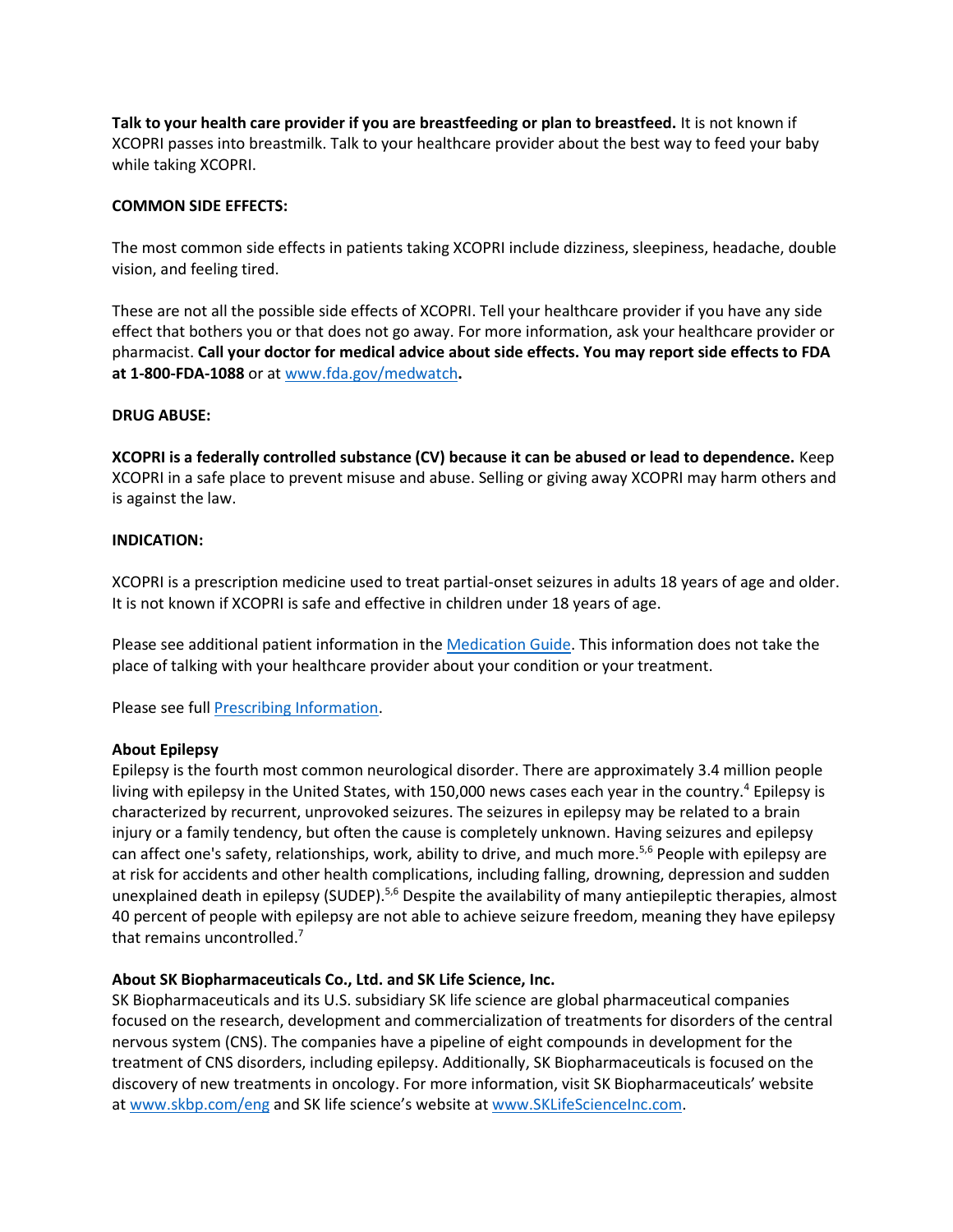**Talk to your health care provider if you are breastfeeding or plan to breastfeed.** It is not known if XCOPRI passes into breastmilk. Talk to your healthcare provider about the best way to feed your baby while taking XCOPRI.

**COMMON SIDE EFFECTS:**

The most common side effects in patients taking XCOPRI include dizziness, sleepiness, headache, double vision, and feeling tired.

These are not all the possible side effects of XCOPRI. Tell your healthcare provider if you have any side effect that bothers you or that does not go away. For more information, ask your healthcare provider or pharmacist. **Call your doctor for medical advice about side effects. You may report side effects to FDA at 1-800-FDA-1088** or at [www.fda.gov/medwatch](www.fda.gov/medwatch)**.**

**DRUG ABUSE:**

**XCOPRI is a federally controlled substance (CV) because it can be abused or lead to dependence.** Keep XCOPRI in a safe place to prevent misuse and abuse. Selling or giving away XCOPRI may harm others and is against the law.

**INDICATION:**

XCOPRI is a prescription medicine used to treat partial-onset seizures in adults 18 years of age and older. It is not known if XCOPRI is safe and effective in children under 18 years of age.

Please see additional patient information in the Medication Guide. This information does not take the place of talking with your healthcare provider about your condition or your treatment.

Please see full Prescribing Information.

**About Epilepsy**

Epilepsy is the fourth most common neurological disorder. There are approximately 3.4 million people living with epilepsy in the United States, with 150,000 news cases each year in the country.[4] Epilepsy is characterized by recurrent, unprovoked seizures. The seizures in epilepsy may be related to a brain injury or a family tendency, but often the cause is completely unknown. Having seizures and epilepsy can affect one's safety, relationships, work, ability to drive, and much more.[5,6] People with epilepsy are at risk for accidents and other health complications, including falling, drowning, depression and sudden unexplained death in epilepsy (SUDEP).[5,6] Despite the availability of many antiepileptic therapies, almost 40 percent of people with epilepsy are not able to achieve seizure freedom, meaning they have epilepsy that remains uncontrolled.[7]

**About SK Biopharmaceuticals Co., Ltd. and SK Life Science, Inc.**

SK Biopharmaceuticals and its U.S. subsidiary SK life science are global pharmaceutical companies focused on the research, development and commercialization of treatments for disorders of the central nervous system (CNS). The companies have a pipeline of eight compounds in development for the treatment of CNS disorders, including epilepsy. Additionally, SK Biopharmaceuticals is focused on the discovery of new treatments in oncology. For more information, visit SK Biopharmaceuticals' website at [www.skbp.com/eng](www.skbp.com/eng) and SK life science's website at [www.SKLifeScienceInc.com](www.SKLifeScienceInc.com).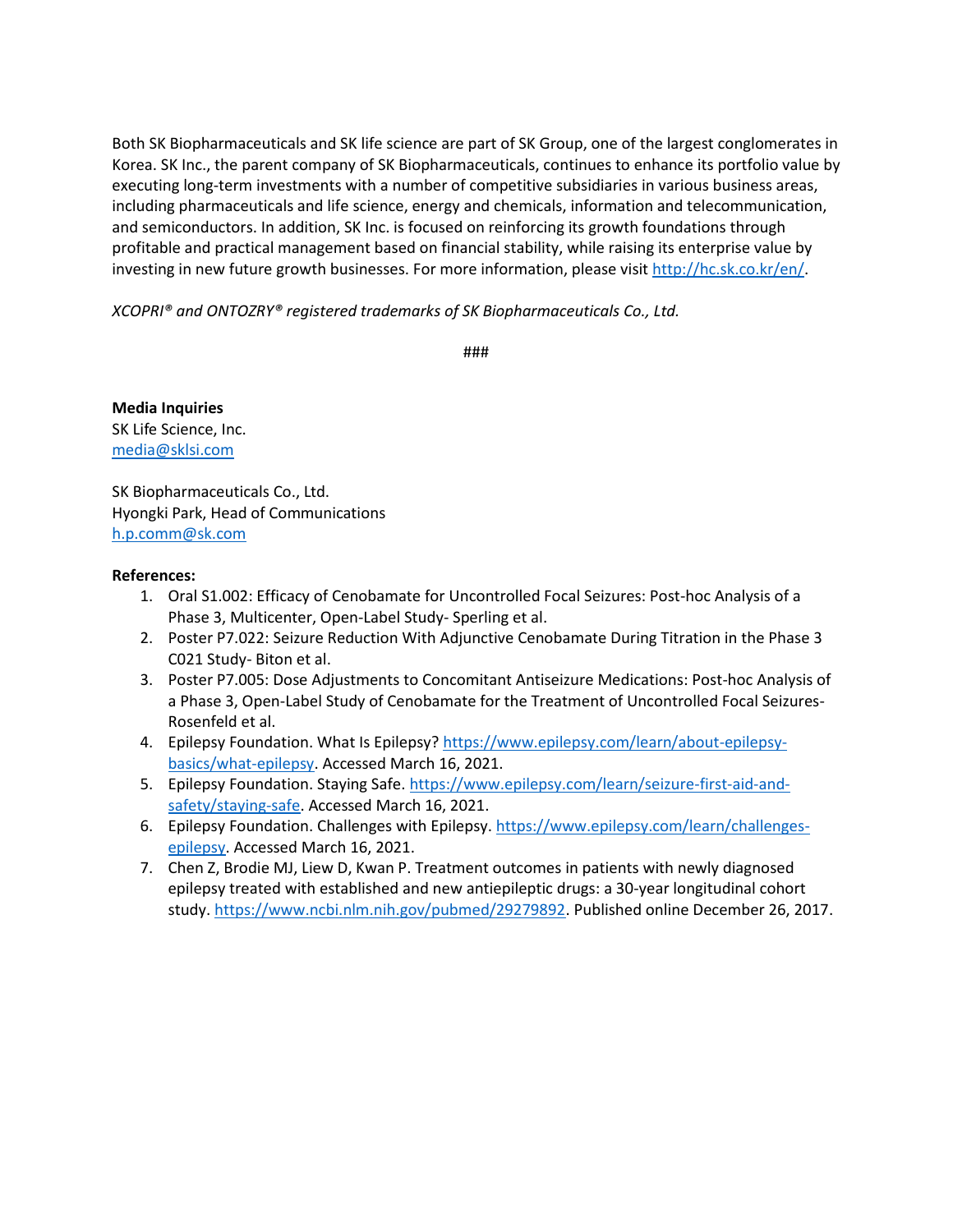Both SK Biopharmaceuticals and SK life science are part of SK Group, one of the largest conglomerates in Korea. SK Inc., the parent company of SK Biopharmaceuticals, continues to enhance its portfolio value by executing long-term investments with a number of competitive subsidiaries in various business areas, including pharmaceuticals and life science, energy and chemicals, information and telecommunication, and semiconductors. In addition, SK Inc. is focused on reinforcing its growth foundations through profitable and practical management based on financial stability, while raising its enterprise value by investing in new future growth businesses. For more information, please visit http://hc.sk.co.kr/en/.

*XCOPRI® and ONTOZRY® registered trademarks of SK Biopharmaceuticals Co., Ltd.*

###

**Media Inquiries**
SK Life Science, Inc.
media@sklsi.com

SK Biopharmaceuticals Co., Ltd.
Hyongki Park, Head of Communications
h.p.comm@sk.com

**References:**

1. Oral S1.002: Efficacy of Cenobamate for Uncontrolled Focal Seizures: Post-hoc Analysis of a Phase 3, Multicenter, Open-Label Study- Sperling et al.
2. Poster P7.022: Seizure Reduction With Adjunctive Cenobamate During Titration in the Phase 3 C021 Study- Biton et al.
3. Poster P7.005: Dose Adjustments to Concomitant Antiseizure Medications: Post-hoc Analysis of a Phase 3, Open-Label Study of Cenobamate for the Treatment of Uncontrolled Focal Seizures- Rosenfeld et al.
4. Epilepsy Foundation. What Is Epilepsy? https://www.epilepsy.com/learn/about-epilepsy-basics/what-epilepsy. Accessed March 16, 2021.
5. Epilepsy Foundation. Staying Safe. https://www.epilepsy.com/learn/seizure-first-aid-and-safety/staying-safe. Accessed March 16, 2021.
6. Epilepsy Foundation. Challenges with Epilepsy. https://www.epilepsy.com/learn/challenges-epilepsy. Accessed March 16, 2021.
7. Chen Z, Brodie MJ, Liew D, Kwan P. Treatment outcomes in patients with newly diagnosed epilepsy treated with established and new antiepileptic drugs: a 30-year longitudinal cohort study. https://www.ncbi.nlm.nih.gov/pubmed/29279892. Published online December 26, 2017.